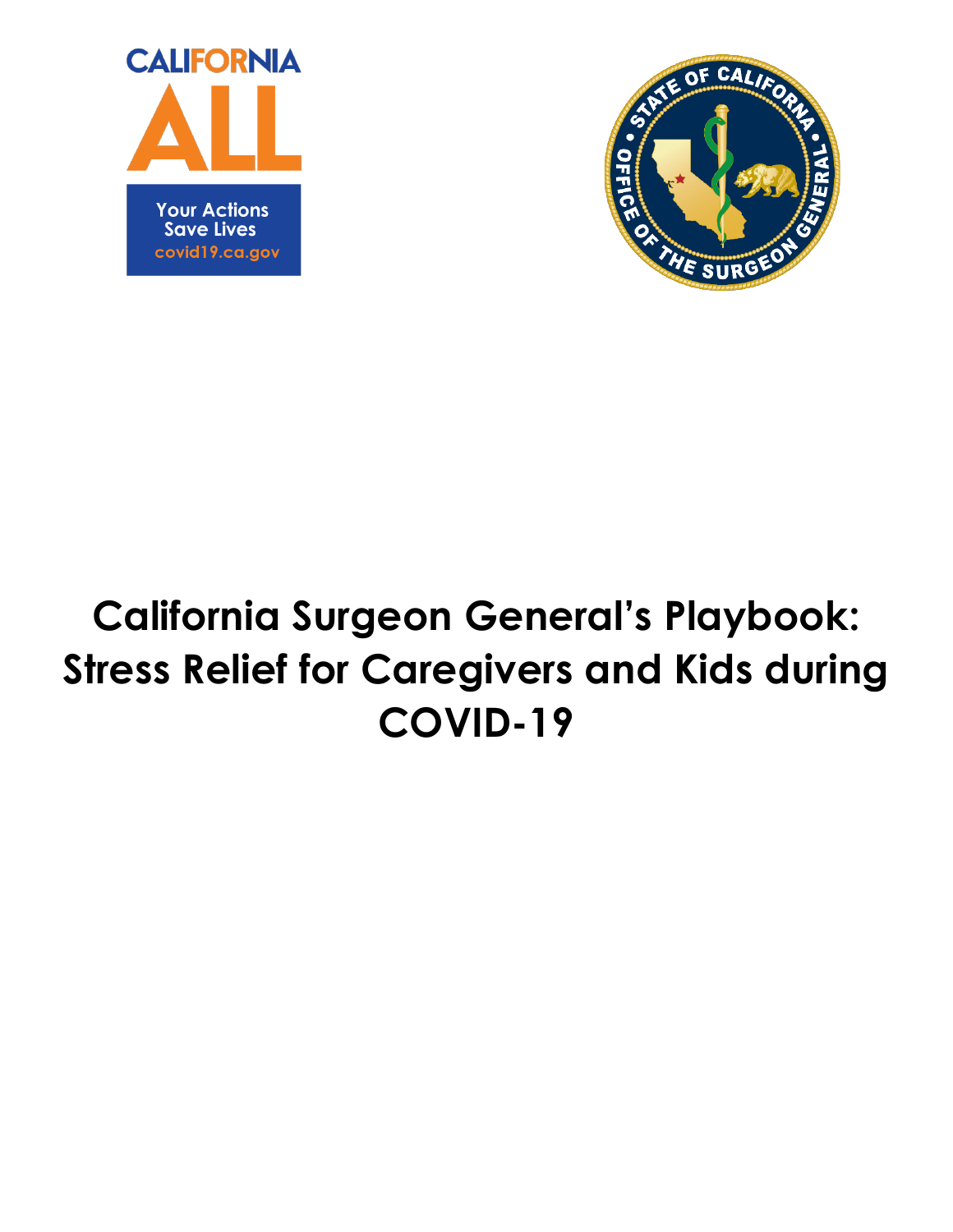CALIFORNIA ALL

Your Actions Save Lives

covid19.ca.gov

STATE OF CALIFORNIA • OFFICE OF THE SURGEON GENERAL •

# California Surgeon General's Playbook: Stress Relief for Caregivers and Kids during COVID-19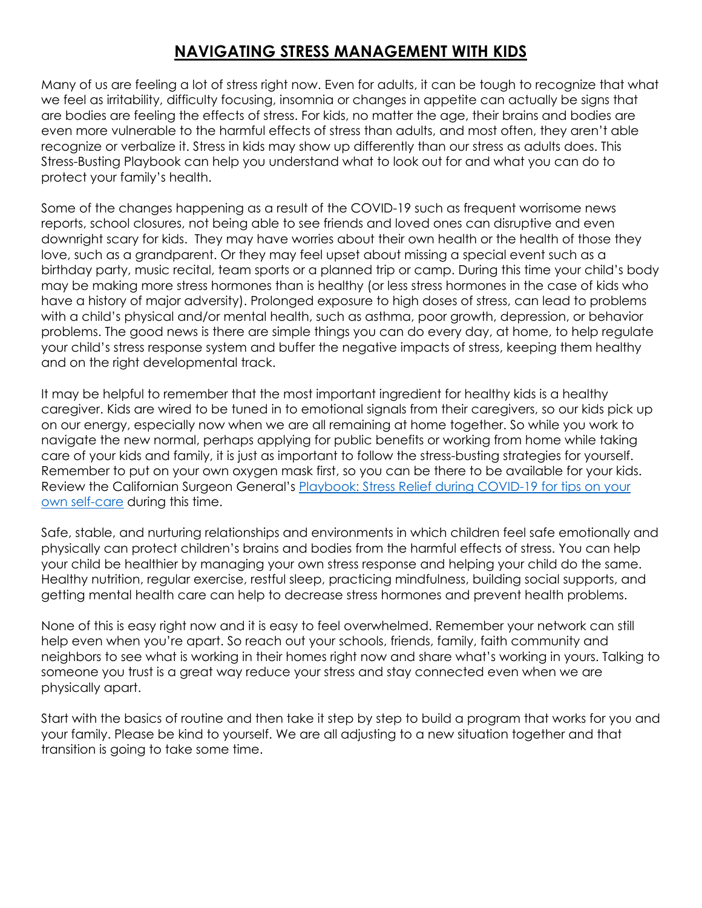# NAVIGATING STRESS MANAGEMENT WITH KIDS

Many of us are feeling a lot of stress right now. Even for adults, it can be tough to recognize that what we feel as irritability, difficulty focusing, insomnia or changes in appetite can actually be signs that are bodies are feeling the effects of stress. For kids, no matter the age, their brains and bodies are even more vulnerable to the harmful effects of stress than adults, and most often, they aren't able recognize or verbalize it. Stress in kids may show up differently than our stress as adults does. This Stress-Busting Playbook can help you understand what to look out for and what you can do to protect your family's health.

Some of the changes happening as a result of the COVID-19 such as frequent worrisome news reports, school closures, not being able to see friends and loved ones can disruptive and even downright scary for kids. They may have worries about their own health or the health of those they love, such as a grandparent. Or they may feel upset about missing a special event such as a birthday party, music recital, team sports or a planned trip or camp. During this time your child's body may be making more stress hormones than is healthy (or less stress hormones in the case of kids who have a history of major adversity). Prolonged exposure to high doses of stress, can lead to problems with a child's physical and/or mental health, such as asthma, poor growth, depression, or behavior problems. The good news is there are simple things you can do every day, at home, to help regulate your child's stress response system and buffer the negative impacts of stress, keeping them healthy and on the right developmental track.

It may be helpful to remember that the most important ingredient for healthy kids is a healthy caregiver. Kids are wired to be tuned in to emotional signals from their caregivers, so our kids pick up on our energy, especially now when we are all remaining at home together. So while you work to navigate the new normal, perhaps applying for public benefits or working from home while taking care of your kids and family, it is just as important to follow the stress-busting strategies for yourself. Remember to put on your own oxygen mask first, so you can be there to be available for your kids. Review the Californian Surgeon General's [Playbook: Stress Relief during COVID-19 for tips on your own self-care]() during this time.

Safe, stable, and nurturing relationships and environments in which children feel safe emotionally and physically can protect children's brains and bodies from the harmful effects of stress. You can help your child be healthier by managing your own stress response and helping your child do the same. Healthy nutrition, regular exercise, restful sleep, practicing mindfulness, building social supports, and getting mental health care can help to decrease stress hormones and prevent health problems.

None of this is easy right now and it is easy to feel overwhelmed. Remember your network can still help even when you're apart. So reach out your schools, friends, family, faith community and neighbors to see what is working in their homes right now and share what's working in yours. Talking to someone you trust is a great way reduce your stress and stay connected even when we are physically apart.

Start with the basics of routine and then take it step by step to build a program that works for you and your family. Please be kind to yourself. We are all adjusting to a new situation together and that transition is going to take some time.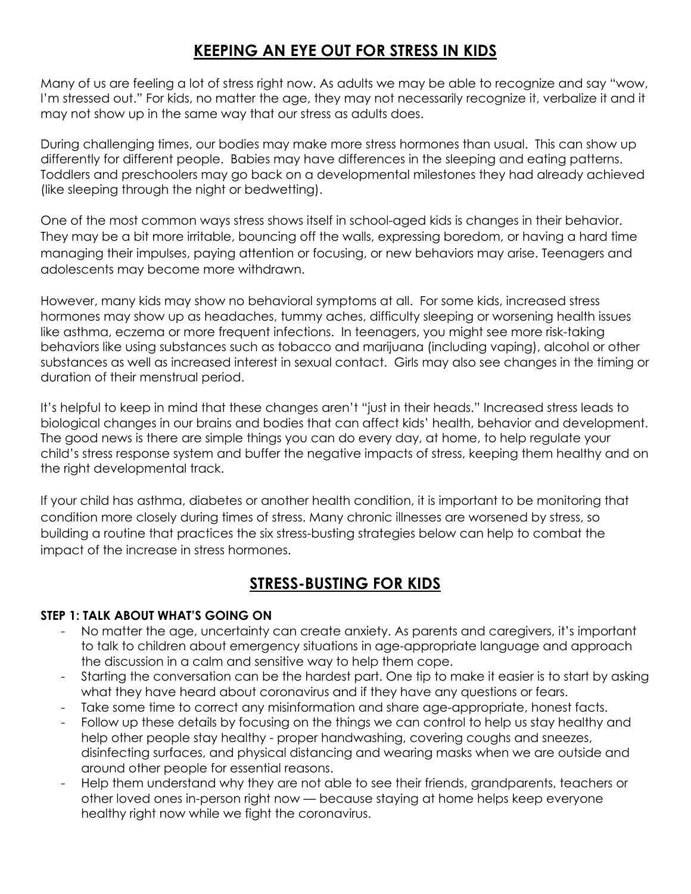## KEEPING AN EYE OUT FOR STRESS IN KIDS

Many of us are feeling a lot of stress right now. As adults we may be able to recognize and say "wow, I'm stressed out." For kids, no matter the age, they may not necessarily recognize it, verbalize it and it may not show up in the same way that our stress as adults does.

During challenging times, our bodies may make more stress hormones than usual. This can show up differently for different people. Babies may have differences in the sleeping and eating patterns. Toddlers and preschoolers may go back on a developmental milestones they had already achieved (like sleeping through the night or bedwetting).

One of the most common ways stress shows itself in school-aged kids is changes in their behavior. They may be a bit more irritable, bouncing off the walls, expressing boredom, or having a hard time managing their impulses, paying attention or focusing, or new behaviors may arise. Teenagers and adolescents may become more withdrawn.

However, many kids may show no behavioral symptoms at all. For some kids, increased stress hormones may show up as headaches, tummy aches, difficulty sleeping or worsening health issues like asthma, eczema or more frequent infections. In teenagers, you might see more risk-taking behaviors like using substances such as tobacco and marijuana (including vaping), alcohol or other substances as well as increased interest in sexual contact. Girls may also see changes in the timing or duration of their menstrual period.

It's helpful to keep in mind that these changes aren't "just in their heads." Increased stress leads to biological changes in our brains and bodies that can affect kids' health, behavior and development. The good news is there are simple things you can do every day, at home, to help regulate your child's stress response system and buffer the negative impacts of stress, keeping them healthy and on the right developmental track.

If your child has asthma, diabetes or another health condition, it is important to be monitoring that condition more closely during times of stress. Many chronic illnesses are worsened by stress, so building a routine that practices the six stress-busting strategies below can help to combat the impact of the increase in stress hormones.

## STRESS-BUSTING FOR KIDS

**STEP 1: TALK ABOUT WHAT'S GOING ON**

- No matter the age, uncertainty can create anxiety. As parents and caregivers, it's important to talk to children about emergency situations in age-appropriate language and approach the discussion in a calm and sensitive way to help them cope.
- Starting the conversation can be the hardest part. One tip to make it easier is to start by asking what they have heard about coronavirus and if they have any questions or fears.
- Take some time to correct any misinformation and share age-appropriate, honest facts.
- Follow up these details by focusing on the things we can control to help us stay healthy and help other people stay healthy - proper handwashing, covering coughs and sneezes, disinfecting surfaces, and physical distancing and wearing masks when we are outside and around other people for essential reasons.
- Help them understand why they are not able to see their friends, grandparents, teachers or other loved ones in-person right now — because staying at home helps keep everyone healthy right now while we fight the coronavirus.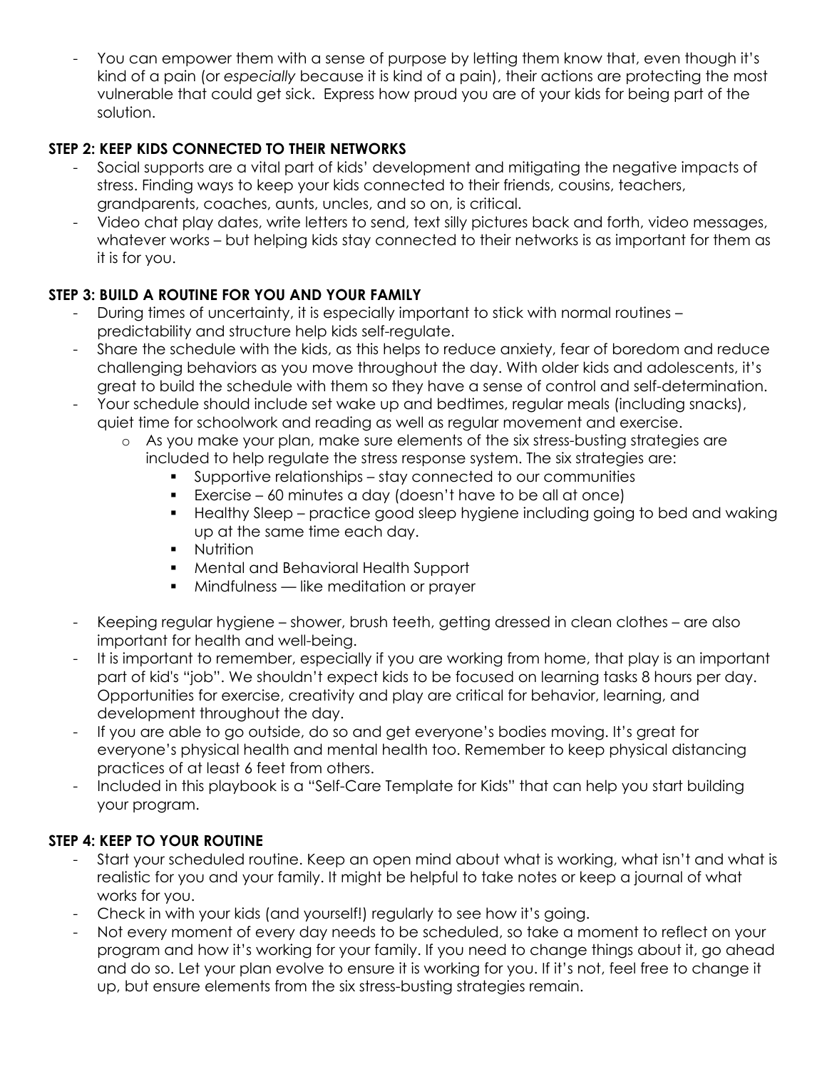- You can empower them with a sense of purpose by letting them know that, even though it's kind of a pain (or *especially* because it is kind of a pain), their actions are protecting the most vulnerable that could get sick. Express how proud you are of your kids for being part of the solution.

**STEP 2: KEEP KIDS CONNECTED TO THEIR NETWORKS**

- Social supports are a vital part of kids' development and mitigating the negative impacts of stress. Finding ways to keep your kids connected to their friends, cousins, teachers, grandparents, coaches, aunts, uncles, and so on, is critical.
- Video chat play dates, write letters to send, text silly pictures back and forth, video messages, whatever works – but helping kids stay connected to their networks is as important for them as it is for you.

**STEP 3: BUILD A ROUTINE FOR YOU AND YOUR FAMILY**

- During times of uncertainty, it is especially important to stick with normal routines – predictability and structure help kids self-regulate.
- Share the schedule with the kids, as this helps to reduce anxiety, fear of boredom and reduce challenging behaviors as you move throughout the day. With older kids and adolescents, it's great to build the schedule with them so they have a sense of control and self-determination.
- Your schedule should include set wake up and bedtimes, regular meals (including snacks), quiet time for schoolwork and reading as well as regular movement and exercise.
  - As you make your plan, make sure elements of the six stress-busting strategies are included to help regulate the stress response system. The six strategies are:
    - Supportive relationships – stay connected to our communities
    - Exercise – 60 minutes a day (doesn't have to be all at once)
    - Healthy Sleep – practice good sleep hygiene including going to bed and waking up at the same time each day.
    - Nutrition
    - Mental and Behavioral Health Support
    - Mindfulness — like meditation or prayer
- Keeping regular hygiene – shower, brush teeth, getting dressed in clean clothes – are also important for health and well-being.
- It is important to remember, especially if you are working from home, that play is an important part of kid's "job". We shouldn't expect kids to be focused on learning tasks 8 hours per day. Opportunities for exercise, creativity and play are critical for behavior, learning, and development throughout the day.
- If you are able to go outside, do so and get everyone's bodies moving. It's great for everyone's physical health and mental health too. Remember to keep physical distancing practices of at least 6 feet from others.
- Included in this playbook is a "Self-Care Template for Kids" that can help you start building your program.

**STEP 4: KEEP TO YOUR ROUTINE**

- Start your scheduled routine. Keep an open mind about what is working, what isn't and what is realistic for you and your family. It might be helpful to take notes or keep a journal of what works for you.
- Check in with your kids (and yourself!) regularly to see how it's going.
- Not every moment of every day needs to be scheduled, so take a moment to reflect on your program and how it's working for your family. If you need to change things about it, go ahead and do so. Let your plan evolve to ensure it is working for you. If it's not, feel free to change it up, but ensure elements from the six stress-busting strategies remain.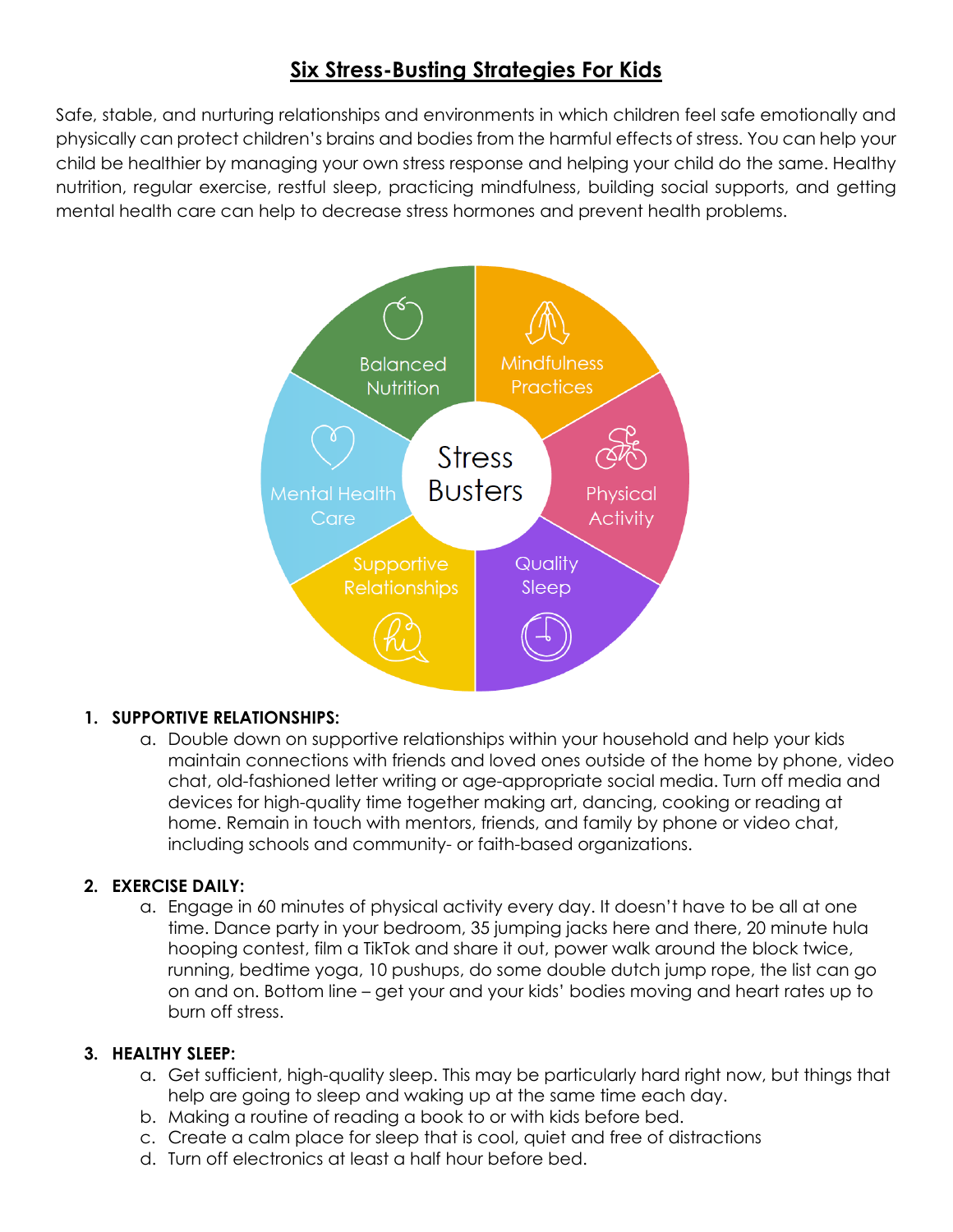# Six Stress-Busting Strategies For Kids

Safe, stable, and nurturing relationships and environments in which children feel safe emotionally and physically can protect children's brains and bodies from the harmful effects of stress. You can help your child be healthier by managing your own stress response and helping your child do the same. Healthy nutrition, regular exercise, restful sleep, practicing mindfulness, building social supports, and getting mental health care can help to decrease stress hormones and prevent health problems.

Stress Busters

- Balanced Nutrition
- Mindfulness Practices
- Physical Activity
- Quality Sleep
- Supportive Relationships
- Mental Health Care

1. **SUPPORTIVE RELATIONSHIPS:**
    a. Double down on supportive relationships within your household and help your kids maintain connections with friends and loved ones outside of the home by phone, video chat, old-fashioned letter writing or age-appropriate social media. Turn off media and devices for high-quality time together making art, dancing, cooking or reading at home. Remain in touch with mentors, friends, and family by phone or video chat, including schools and community- or faith-based organizations.

2. **EXERCISE DAILY:**
    a. Engage in 60 minutes of physical activity every day. It doesn't have to be all at one time. Dance party in your bedroom, 35 jumping jacks here and there, 20 minute hula hooping contest, film a TikTok and share it out, power walk around the block twice, running, bedtime yoga, 10 pushups, do some double dutch jump rope, the list can go on and on. Bottom line – get your and your kids' bodies moving and heart rates up to burn off stress.

3. **HEALTHY SLEEP:**
    a. Get sufficient, high-quality sleep. This may be particularly hard right now, but things that help are going to sleep and waking up at the same time each day.
    b. Making a routine of reading a book to or with kids before bed.
    c. Create a calm place for sleep that is cool, quiet and free of distractions
    d. Turn off electronics at least a half hour before bed.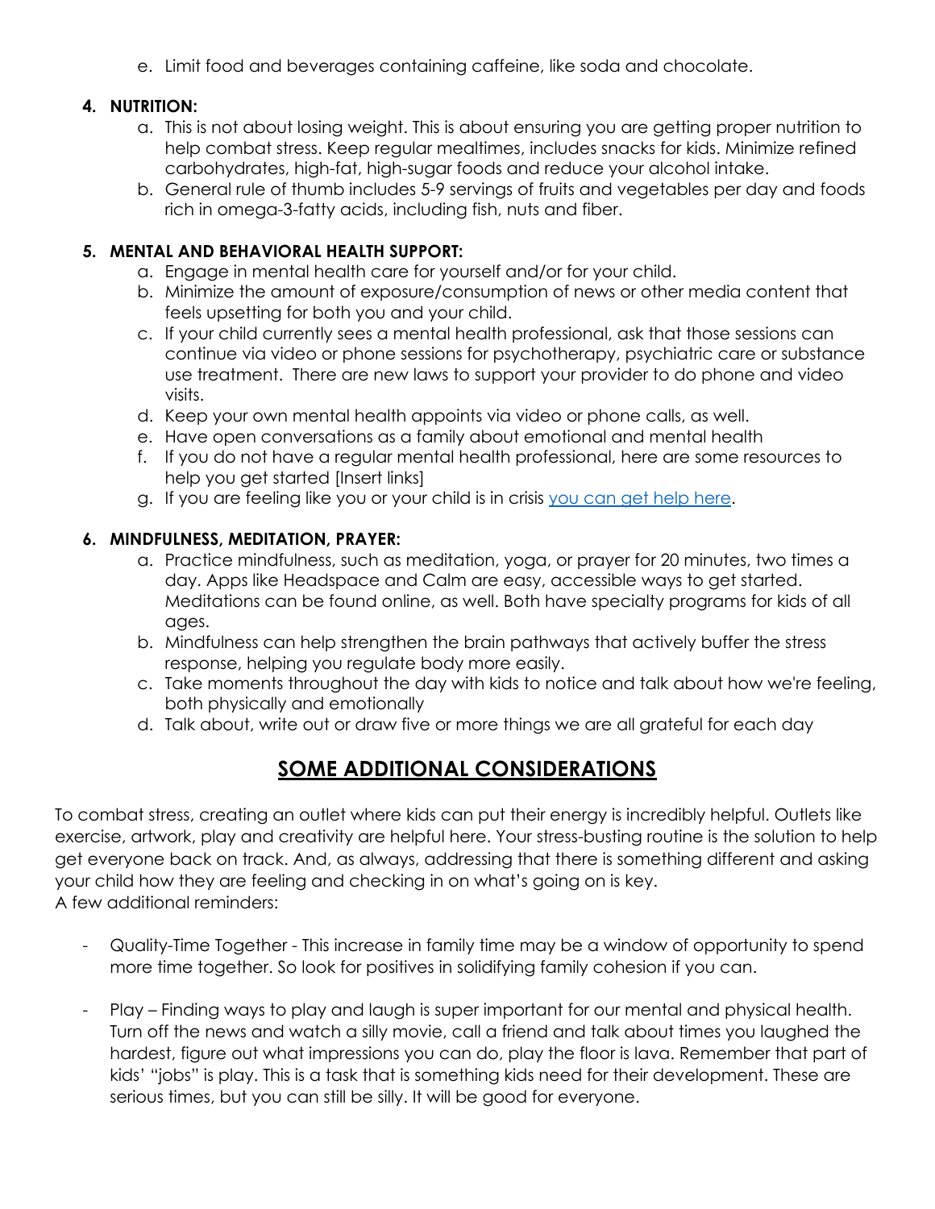e. Limit food and beverages containing caffeine, like soda and chocolate.

4. **NUTRITION:**
    a. This is not about losing weight. This is about ensuring you are getting proper nutrition to help combat stress. Keep regular mealtimes, includes snacks for kids. Minimize refined carbohydrates, high-fat, high-sugar foods and reduce your alcohol intake.
    b. General rule of thumb includes 5-9 servings of fruits and vegetables per day and foods rich in omega-3-fatty acids, including fish, nuts and fiber.

5. **MENTAL AND BEHAVIORAL HEALTH SUPPORT:**
    a. Engage in mental health care for yourself and/or for your child.
    b. Minimize the amount of exposure/consumption of news or other media content that feels upsetting for both you and your child.
    c. If your child currently sees a mental health professional, ask that those sessions can continue via video or phone sessions for psychotherapy, psychiatric care or substance use treatment. There are new laws to support your provider to do phone and video visits.
    d. Keep your own mental health appoints via video or phone calls, as well.
    e. Have open conversations as a family about emotional and mental health
    f. If you do not have a regular mental health professional, here are some resources to help you get started [Insert links]
    g. If you are feeling like you or your child is in crisis you can get help here.

6. **MINDFULNESS, MEDITATION, PRAYER:**
    a. Practice mindfulness, such as meditation, yoga, or prayer for 20 minutes, two times a day. Apps like Headspace and Calm are easy, accessible ways to get started. Meditations can be found online, as well. Both have specialty programs for kids of all ages.
    b. Mindfulness can help strengthen the brain pathways that actively buffer the stress response, helping you regulate body more easily.
    c. Take moments throughout the day with kids to notice and talk about how we're feeling, both physically and emotionally
    d. Talk about, write out or draw five or more things we are all grateful for each day

## SOME ADDITIONAL CONSIDERATIONS

To combat stress, creating an outlet where kids can put their energy is incredibly helpful. Outlets like exercise, artwork, play and creativity are helpful here. Your stress-busting routine is the solution to help get everyone back on track. And, as always, addressing that there is something different and asking your child how they are feeling and checking in on what's going on is key.
A few additional reminders:

- Quality-Time Together - This increase in family time may be a window of opportunity to spend more time together. So look for positives in solidifying family cohesion if you can.

- Play – Finding ways to play and laugh is super important for our mental and physical health. Turn off the news and watch a silly movie, call a friend and talk about times you laughed the hardest, figure out what impressions you can do, play the floor is lava. Remember that part of kids' "jobs" is play. This is a task that is something kids need for their development. These are serious times, but you can still be silly. It will be good for everyone.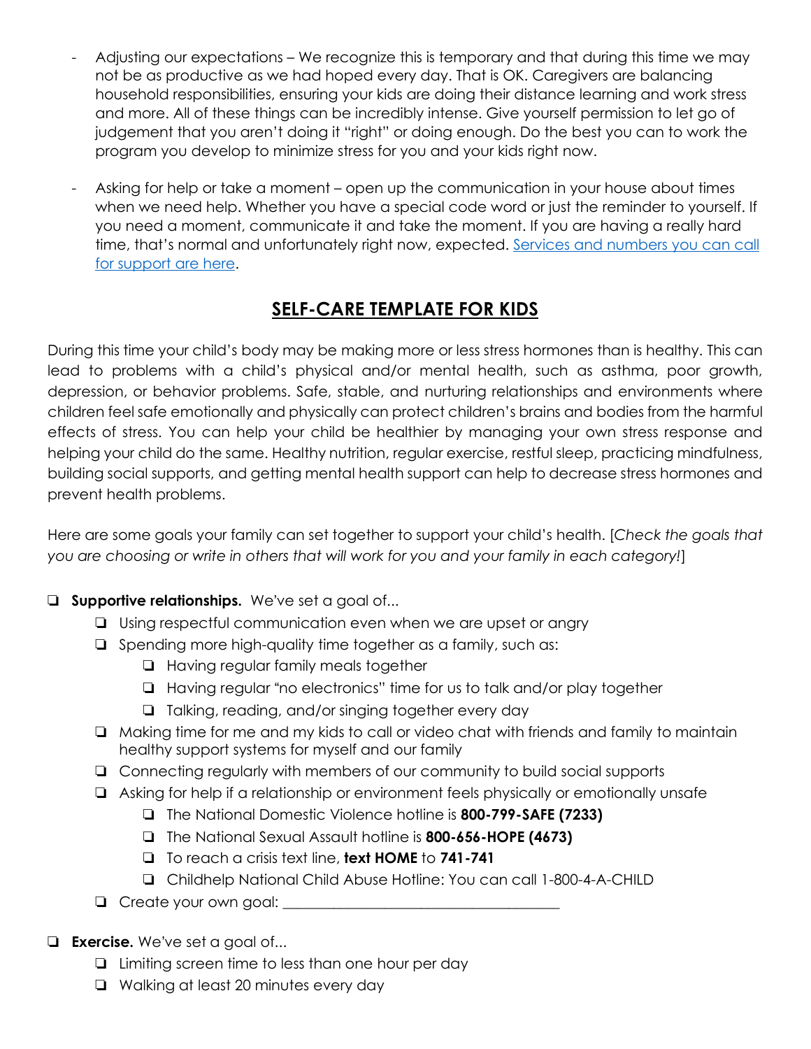- Adjusting our expectations – We recognize this is temporary and that during this time we may not be as productive as we had hoped every day. That is OK. Caregivers are balancing household responsibilities, ensuring your kids are doing their distance learning and work stress and more. All of these things can be incredibly intense. Give yourself permission to let go of judgement that you aren't doing it "right" or doing enough. Do the best you can to work the program you develop to minimize stress for you and your kids right now.

- Asking for help or take a moment – open up the communication in your house about times when we need help. Whether you have a special code word or just the reminder to yourself. If you need a moment, communicate it and take the moment. If you are having a really hard time, that's normal and unfortunately right now, expected. Services and numbers you can call for support are here.

## SELF-CARE TEMPLATE FOR KIDS

During this time your child's body may be making more or less stress hormones than is healthy. This can lead to problems with a child's physical and/or mental health, such as asthma, poor growth, depression, or behavior problems. Safe, stable, and nurturing relationships and environments where children feel safe emotionally and physically can protect children's brains and bodies from the harmful effects of stress. You can help your child be healthier by managing your own stress response and helping your child do the same. Healthy nutrition, regular exercise, restful sleep, practicing mindfulness, building social supports, and getting mental health support can help to decrease stress hormones and prevent health problems.

Here are some goals your family can set together to support your child's health. [*Check the goals that you are choosing or write in others that will work for you and your family in each category!*]

- ❑ **Supportive relationships.** We've set a goal of...
  - ❑ Using respectful communication even when we are upset or angry
  - ❑ Spending more high-quality time together as a family, such as:
    - ❑ Having regular family meals together
    - ❑ Having regular "no electronics" time for us to talk and/or play together
    - ❑ Talking, reading, and/or singing together every day
  - ❑ Making time for me and my kids to call or video chat with friends and family to maintain healthy support systems for myself and our family
  - ❑ Connecting regularly with members of our community to build social supports
  - ❑ Asking for help if a relationship or environment feels physically or emotionally unsafe
    - ❑ The National Domestic Violence hotline is **800-799-SAFE (7233)**
    - ❑ The National Sexual Assault hotline is **800-656-HOPE (4673)**
    - ❑ To reach a crisis text line, **text HOME** to **741-741**
    - ❑ Childhelp National Child Abuse Hotline: You can call 1-800-4-A-CHILD
  - ❑ Create your own goal: ___________________________________

- ❑ **Exercise.** We've set a goal of...
  - ❑ Limiting screen time to less than one hour per day
  - ❑ Walking at least 20 minutes every day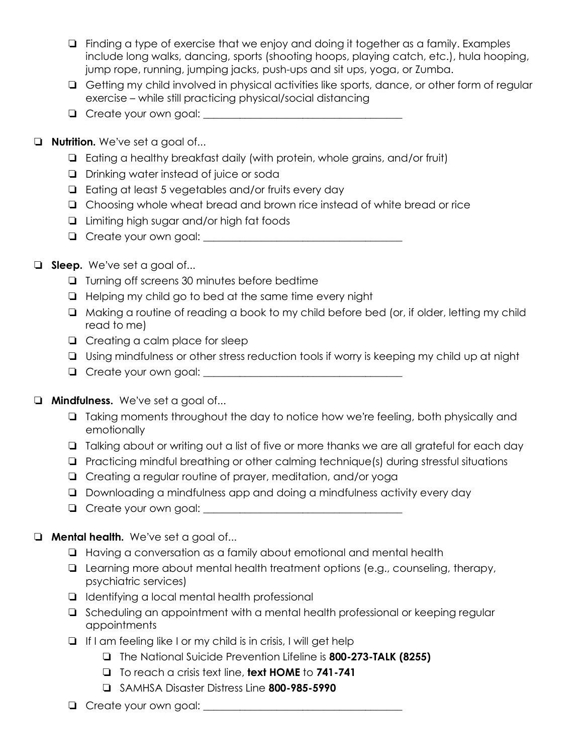- [ ] Finding a type of exercise that we enjoy and doing it together as a family. Examples include long walks, dancing, sports (shooting hoops, playing catch, etc.), hula hooping, jump rope, running, jumping jacks, push-ups and sit ups, yoga, or Zumba.
- [ ] Getting my child involved in physical activities like sports, dance, or other form of regular exercise – while still practicing physical/social distancing
- [ ] Create your own goal: ______________________________________

- [ ] **Nutrition.** We've set a goal of...
    - [ ] Eating a healthy breakfast daily (with protein, whole grains, and/or fruit)
    - [ ] Drinking water instead of juice or soda
    - [ ] Eating at least 5 vegetables and/or fruits every day
    - [ ] Choosing whole wheat bread and brown rice instead of white bread or rice
    - [ ] Limiting high sugar and/or high fat foods
    - [ ] Create your own goal: ______________________________________

- [ ] **Sleep.** We've set a goal of...
    - [ ] Turning off screens 30 minutes before bedtime
    - [ ] Helping my child go to bed at the same time every night
    - [ ] Making a routine of reading a book to my child before bed (or, if older, letting my child read to me)
    - [ ] Creating a calm place for sleep
    - [ ] Using mindfulness or other stress reduction tools if worry is keeping my child up at night
    - [ ] Create your own goal: ______________________________________

- [ ] **Mindfulness.** We've set a goal of...
    - [ ] Taking moments throughout the day to notice how we're feeling, both physically and emotionally
    - [ ] Talking about or writing out a list of five or more thanks we are all grateful for each day
    - [ ] Practicing mindful breathing or other calming technique(s) during stressful situations
    - [ ] Creating a regular routine of prayer, meditation, and/or yoga
    - [ ] Downloading a mindfulness app and doing a mindfulness activity every day
    - [ ] Create your own goal: ______________________________________

- [ ] **Mental health.** We've set a goal of...
    - [ ] Having a conversation as a family about emotional and mental health
    - [ ] Learning more about mental health treatment options (e.g., counseling, therapy, psychiatric services)
    - [ ] Identifying a local mental health professional
    - [ ] Scheduling an appointment with a mental health professional or keeping regular appointments
    - [ ] If I am feeling like I or my child is in crisis, I will get help
        - [ ] The National Suicide Prevention Lifeline is **800-273-TALK (8255)**
        - [ ] To reach a crisis text line, **text HOME** to **741-741**
        - [ ] SAMHSA Disaster Distress Line **800-985-5990**
    - [ ] Create your own goal: ______________________________________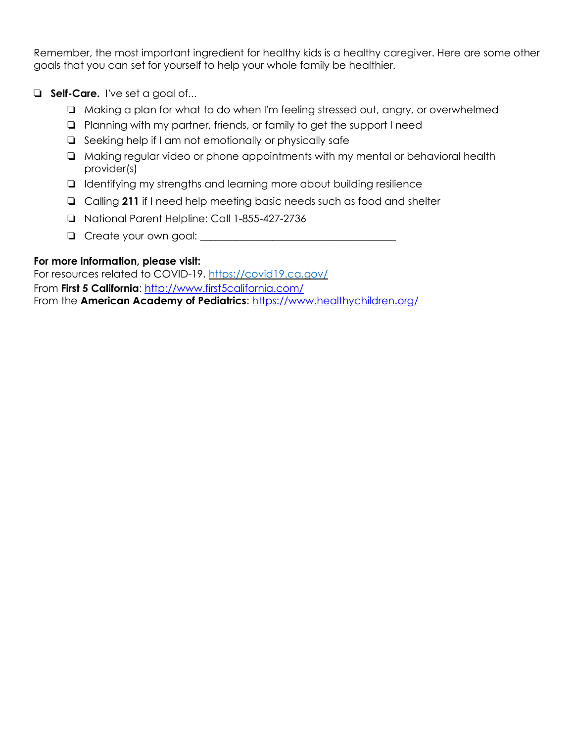Remember, the most important ingredient for healthy kids is a healthy caregiver. Here are some other goals that you can set for yourself to help your whole family be healthier.

- ❑ **Self-Care.** I've set a goal of...
  - ❑ Making a plan for what to do when I'm feeling stressed out, angry, or overwhelmed
  - ❑ Planning with my partner, friends, or family to get the support I need
  - ❑ Seeking help if I am not emotionally or physically safe
  - ❑ Making regular video or phone appointments with my mental or behavioral health provider(s)
  - ❑ Identifying my strengths and learning more about building resilience
  - ❑ Calling **211** if I need help meeting basic needs such as food and shelter
  - ❑ National Parent Helpline: Call 1-855-427-2736
  - ❑ Create your own goal: ____________________________________

**For more information, please visit:**
For resources related to COVID-19, https://covid19.ca.gov/
From **First 5 California**: http://www.first5california.com/
From the **American Academy of Pediatrics**: https://www.healthychildren.org/